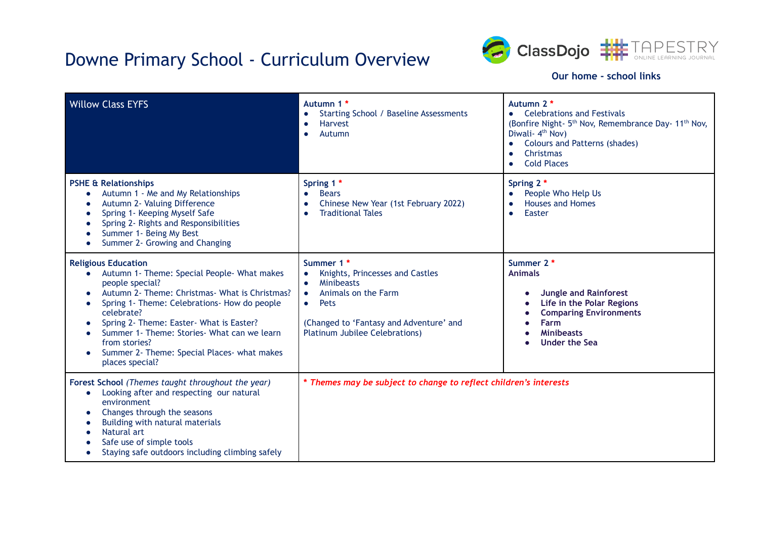# Downe Primary School - Curriculum Overview

ClassDojo TAPESTRY ONLINE LEARNING JOURNAL

**Our home - school links**

| Willow Class EYFS | **Autumn 1 \***<br>• Starting School / Baseline Assessments<br>• Harvest<br>• Autumn | **Autumn 2 \***<br>• Celebrations and Festivals<br>(Bonfire Night- 5th Nov, Remembrance Day- 11th Nov, Diwali- 4th Nov)<br>• Colours and Patterns (shades)<br>• Christmas<br>• Cold Places |
|---|---|---|
| **PSHE & Relationships**<br>• Autumn 1 - Me and My Relationships<br>• Autumn 2- Valuing Difference<br>• Spring 1- Keeping Myself Safe<br>• Spring 2- Rights and Responsibilities<br>• Summer 1- Being My Best<br>• Summer 2- Growing and Changing | **Spring 1 \***<br>• Bears<br>• Chinese New Year (1st February 2022)<br>• Traditional Tales | **Spring 2 \***<br>• People Who Help Us<br>• Houses and Homes<br>• Easter |
| **Religious Education**<br>• Autumn 1- Theme: Special People- What makes people special?<br>• Autumn 2- Theme: Christmas- What is Christmas?<br>• Spring 1- Theme: Celebrations- How do people celebrate?<br>• Spring 2- Theme: Easter- What is Easter?<br>• Summer 1- Theme: Stories- What can we learn from stories?<br>• Summer 2- Theme: Special Places- what makes places special? | **Summer 1 \***<br>• Knights, Princesses and Castles<br>• Minibeasts<br>• Animals on the Farm<br>• Pets<br><br>(Changed to 'Fantasy and Adventure' and Platinum Jubilee Celebrations) | **Summer 2 \***<br>**Animals**<br>• **Jungle and Rainforest**<br>• **Life in the Polar Regions**<br>• **Comparing Environments**<br>• **Farm**<br>• **Minibeasts**<br>• **Under the Sea** |
| **Forest School** *(Themes taught throughout the year)*<br>• Looking after and respecting our natural environment<br>• Changes through the seasons<br>• Building with natural materials<br>• Natural art<br>• Safe use of simple tools<br>• Staying safe outdoors including climbing safely | ***\* Themes may be subject to change to reflect children's interests*** | |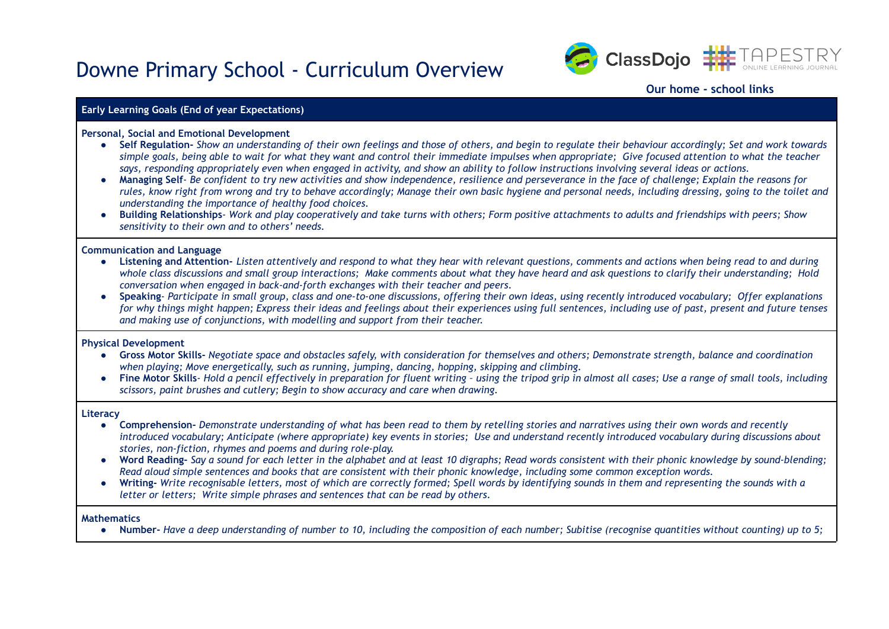# Downne Primary School - Curriculum Overview

**Our home - school links**

## Early Learning Goals (End of year Expectations)

### Personal, Social and Emotional Development

- **Self Regulation-** *Show an understanding of their own feelings and those of others, and begin to regulate their behaviour accordingly; Set and work towards simple goals, being able to wait for what they want and control their immediate impulses when appropriate; Give focused attention to what the teacher says, responding appropriately even when engaged in activity, and show an ability to follow instructions involving several ideas or actions.*
- **Managing Self**- *Be confident to try new activities and show independence, resilience and perseverance in the face of challenge; Explain the reasons for rules, know right from wrong and try to behave accordingly; Manage their own basic hygiene and personal needs, including dressing, going to the toilet and understanding the importance of healthy food choices.*
- **Building Relationships**- *Work and play cooperatively and take turns with others; Form positive attachments to adults and friendships with peers; Show sensitivity to their own and to others' needs.*

### Communication and Language

- **Listening and Attention-** *Listen attentively and respond to what they hear with relevant questions, comments and actions when being read to and during whole class discussions and small group interactions; Make comments about what they have heard and ask questions to clarify their understanding; Hold conversation when engaged in back-and-forth exchanges with their teacher and peers.*
- **Speaking**- *Participate in small group, class and one-to-one discussions, offering their own ideas, using recently introduced vocabulary; Offer explanations for why things might happen; Express their ideas and feelings about their experiences using full sentences, including use of past, present and future tenses and making use of conjunctions, with modelling and support from their teacher.*

### Physical Development

- **Gross Motor Skills-** *Negotiate space and obstacles safely, with consideration for themselves and others; Demonstrate strength, balance and coordination when playing; Move energetically, such as running, jumping, dancing, hopping, skipping and climbing.*
- **Fine Motor Skills**- *Hold a pencil effectively in preparation for fluent writing - using the tripod grip in almost all cases; Use a range of small tools, including scissors, paint brushes and cutlery; Begin to show accuracy and care when drawing.*

### Literacy

- **Comprehension-** *Demonstrate understanding of what has been read to them by retelling stories and narratives using their own words and recently introduced vocabulary; Anticipate (where appropriate) key events in stories; Use and understand recently introduced vocabulary during discussions about stories, non-fiction, rhymes and poems and during role-play.*
- **Word Reading-** *Say a sound for each letter in the alphabet and at least 10 digraphs; Read words consistent with their phonic knowledge by sound-blending; Read aloud simple sentences and books that are consistent with their phonic knowledge, including some common exception words.*
- **Writing-** *Write recognisable letters, most of which are correctly formed; Spell words by identifying sounds in them and representing the sounds with a letter or letters; Write simple phrases and sentences that can be read by others.*

### Mathematics

- **Number-** *Have a deep understanding of number to 10, including the composition of each number; Subitise (recognise quantities without counting) up to 5;*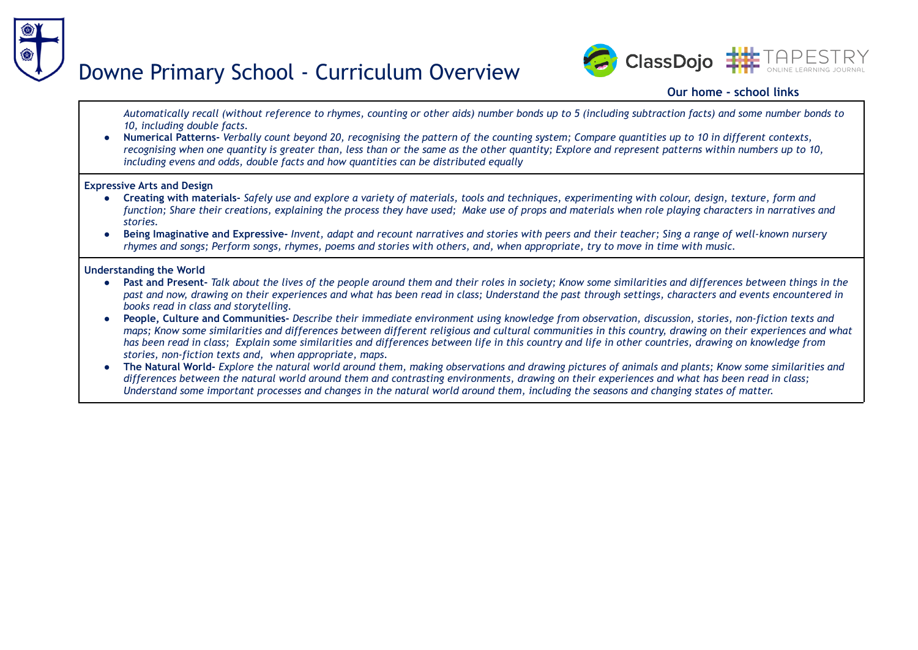Automatically recall (without reference to rhymes, counting or other aids) number bonds up to 5 (including subtraction facts) and some number bonds to 10, including double facts.*

- **Numerical Patterns-** *Verbally count beyond 20, recognising the pattern of the counting system; Compare quantities up to 10 in different contexts, recognising when one quantity is greater than, less than or the same as the other quantity; Explore and represent patterns within numbers up to 10, including evens and odds, double facts and how quantities can be distributed equally*

**Expressive Arts and Design**

- **Creating with materials-** *Safely use and explore a variety of materials, tools and techniques, experimenting with colour, design, texture, form and function; Share their creations, explaining the process they have used; Make use of props and materials when role playing characters in narratives and stories.*
- **Being Imaginative and Expressive-** *Invent, adapt and recount narratives and stories with peers and their teacher; Sing a range of well-known nursery rhymes and songs; Perform songs, rhymes, poems and stories with others, and, when appropriate, try to move in time with music.*

**Understanding the World**

- **Past and Present-** *Talk about the lives of the people around them and their roles in society; Know some similarities and differences between things in the past and now, drawing on their experiences and what has been read in class; Understand the past through settings, characters and events encountered in books read in class and storytelling.*
- **People, Culture and Communities-** *Describe their immediate environment using knowledge from observation, discussion, stories, non-fiction texts and maps; Know some similarities and differences between different religious and cultural communities in this country, drawing on their experiences and what has been read in class; Explain some similarities and differences between life in this country and life in other countries, drawing on knowledge from stories, non-fiction texts and, when appropriate, maps.*
- **The Natural World-** *Explore the natural world around them, making observations and drawing pictures of animals and plants; Know some similarities and differences between the natural world around them and contrasting environments, drawing on their experiences and what has been read in class; Understand some important processes and changes in the natural world around them, including the seasons and changing states of matter.*